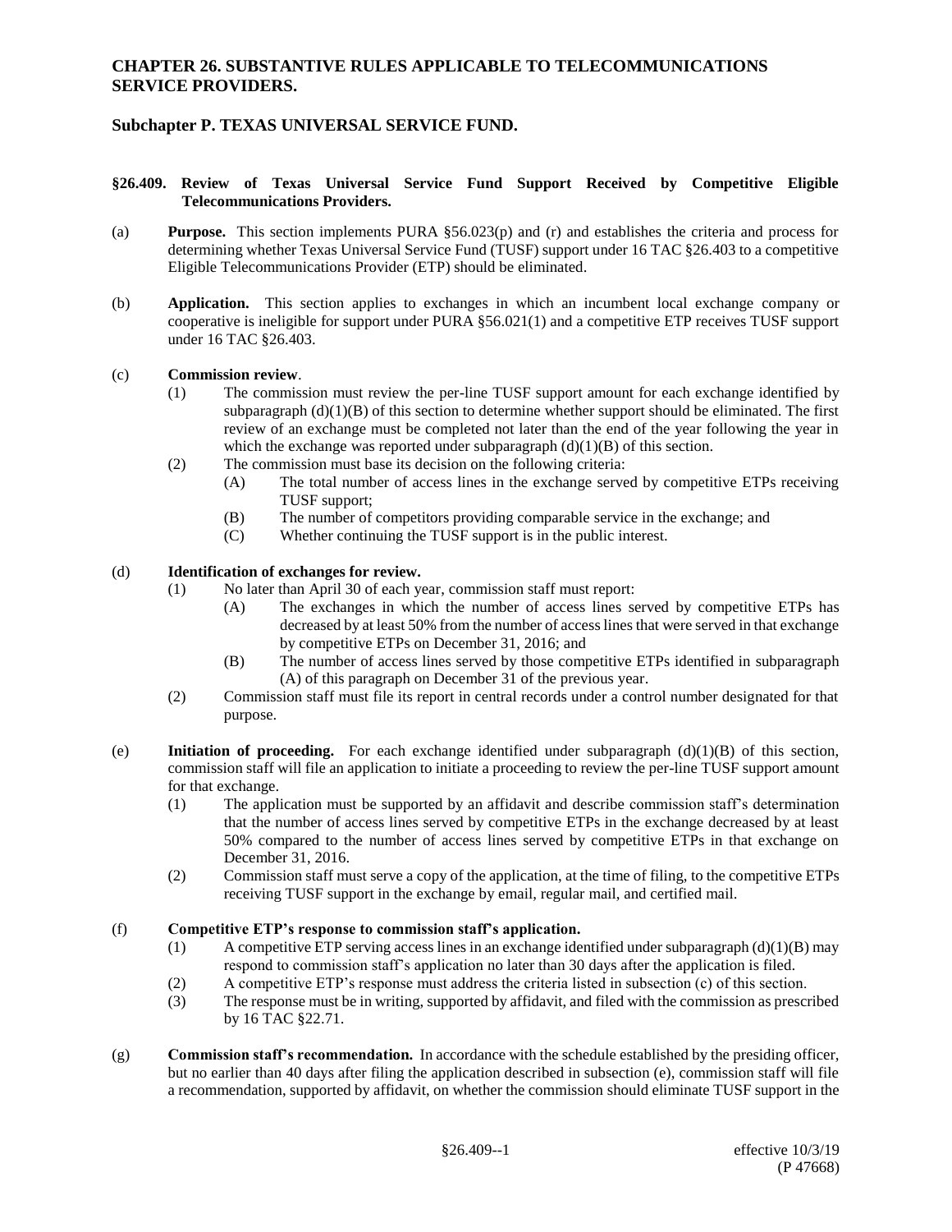# CHAPTER 26. SUBSTANTIVE RULES APPLICABLE TO TELECOMMUNICATIONS SERVICE PROVIDERS.

## Subchapter P. TEXAS UNIVERSAL SERVICE FUND.

### §26.409. Review of Texas Universal Service Fund Support Received by Competitive Eligible Telecommunications Providers.

(a) **Purpose.** This section implements PURA §56.023(p) and (r) and establishes the criteria and process for determining whether Texas Universal Service Fund (TUSF) support under 16 TAC §26.403 to a competitive Eligible Telecommunications Provider (ETP) should be eliminated.

(b) **Application.** This section applies to exchanges in which an incumbent local exchange company or cooperative is ineligible for support under PURA §56.021(1) and a competitive ETP receives TUSF support under 16 TAC §26.403.

(c) **Commission review**.

(1) The commission must review the per-line TUSF support amount for each exchange identified by subparagraph (d)(1)(B) of this section to determine whether support should be eliminated. The first review of an exchange must be completed not later than the end of the year following the year in which the exchange was reported under subparagraph (d)(1)(B) of this section.

(2) The commission must base its decision on the following criteria:

(A) The total number of access lines in the exchange served by competitive ETPs receiving TUSF support;

(B) The number of competitors providing comparable service in the exchange; and

(C) Whether continuing the TUSF support is in the public interest.

(d) **Identification of exchanges for review.**

(1) No later than April 30 of each year, commission staff must report:

(A) The exchanges in which the number of access lines served by competitive ETPs has decreased by at least 50% from the number of access lines that were served in that exchange by competitive ETPs on December 31, 2016; and

(B) The number of access lines served by those competitive ETPs identified in subparagraph (A) of this paragraph on December 31 of the previous year.

(2) Commission staff must file its report in central records under a control number designated for that purpose.

(e) **Initiation of proceeding.** For each exchange identified under subparagraph (d)(1)(B) of this section, commission staff will file an application to initiate a proceeding to review the per-line TUSF support amount for that exchange.

(1) The application must be supported by an affidavit and describe commission staff's determination that the number of access lines served by competitive ETPs in the exchange decreased by at least 50% compared to the number of access lines served by competitive ETPs in that exchange on December 31, 2016.

(2) Commission staff must serve a copy of the application, at the time of filing, to the competitive ETPs receiving TUSF support in the exchange by email, regular mail, and certified mail.

(f) **Competitive ETP's response to commission staff's application.**

(1) A competitive ETP serving access lines in an exchange identified under subparagraph (d)(1)(B) may respond to commission staff's application no later than 30 days after the application is filed.

(2) A competitive ETP's response must address the criteria listed in subsection (c) of this section.

(3) The response must be in writing, supported by affidavit, and filed with the commission as prescribed by 16 TAC §22.71.

(g) **Commission staff's recommendation.** In accordance with the schedule established by the presiding officer, but no earlier than 40 days after filing the application described in subsection (e), commission staff will file a recommendation, supported by affidavit, on whether the commission should eliminate TUSF support in the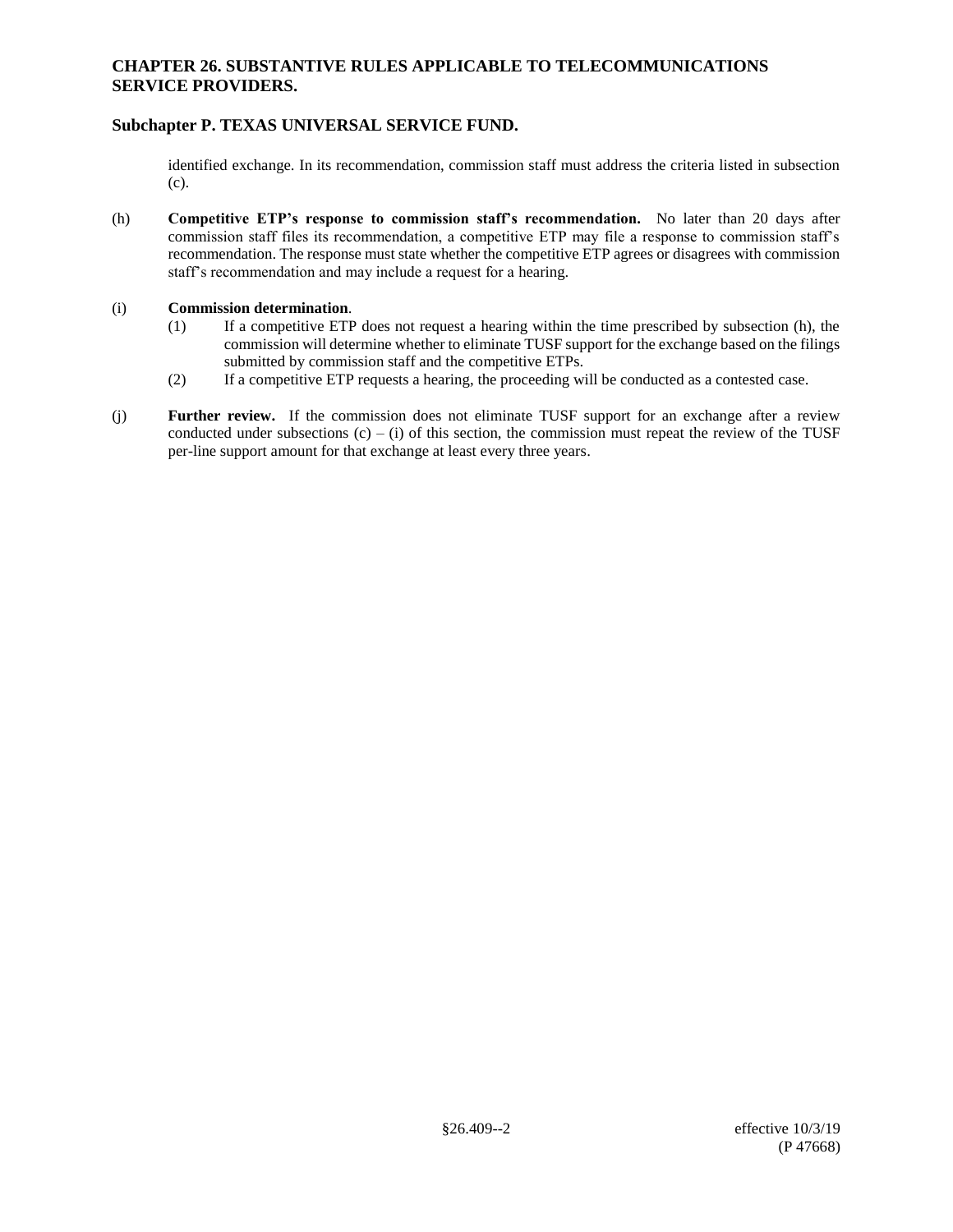identified exchange. In its recommendation, commission staff must address the criteria listed in subsection (c).

(h) **Competitive ETP's response to commission staff's recommendation.** No later than 20 days after commission staff files its recommendation, a competitive ETP may file a response to commission staff's recommendation. The response must state whether the competitive ETP agrees or disagrees with commission staff's recommendation and may include a request for a hearing.

(i) **Commission determination**.

(1) If a competitive ETP does not request a hearing within the time prescribed by subsection (h), the commission will determine whether to eliminate TUSF support for the exchange based on the filings submitted by commission staff and the competitive ETPs.

(2) If a competitive ETP requests a hearing, the proceeding will be conducted as a contested case.

(j) **Further review.** If the commission does not eliminate TUSF support for an exchange after a review conducted under subsections (c) – (i) of this section, the commission must repeat the review of the TUSF per-line support amount for that exchange at least every three years.